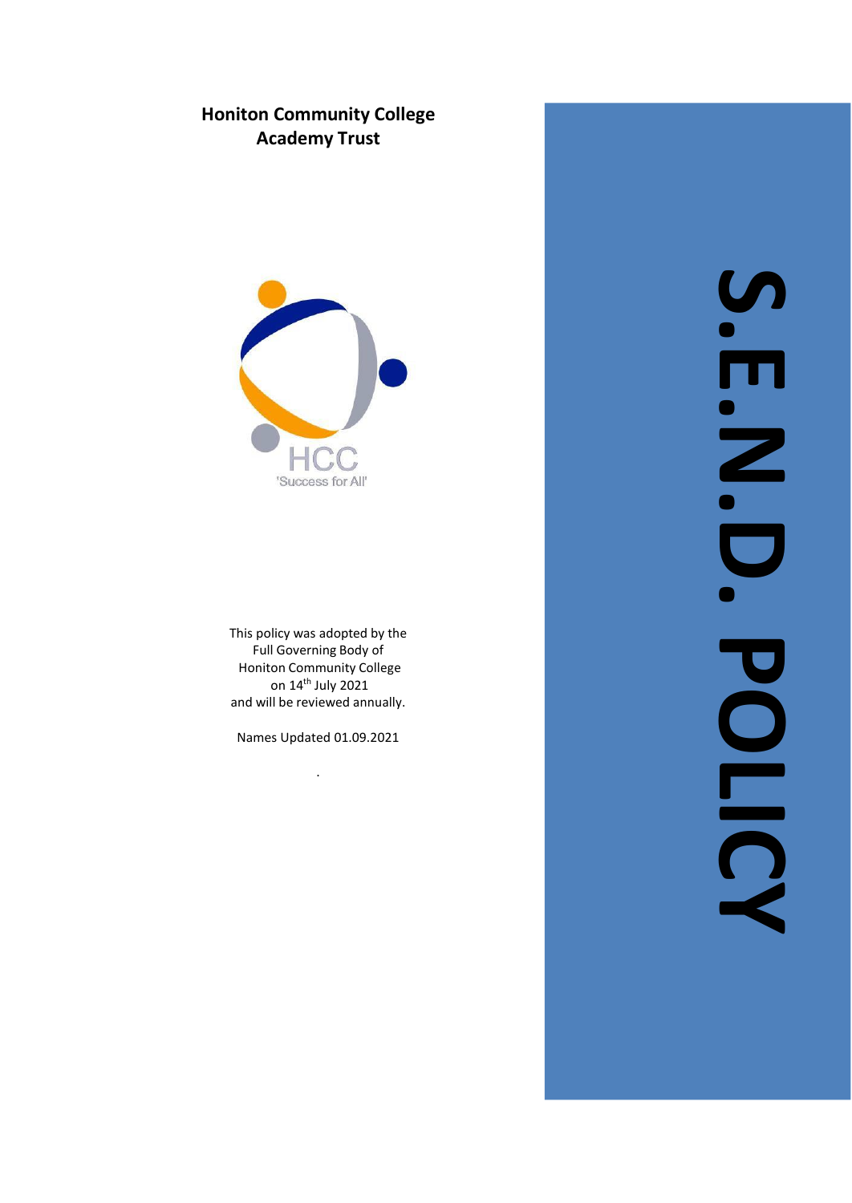# Honiton Community College Academy Trust

HCC
'Success for All'

This policy was adopted by the Full Governing Body of Honiton Community College on 14th July 2021 and will be reviewed annually.

Names Updated 01.09.2021

.

# S.E.N.D. POLICY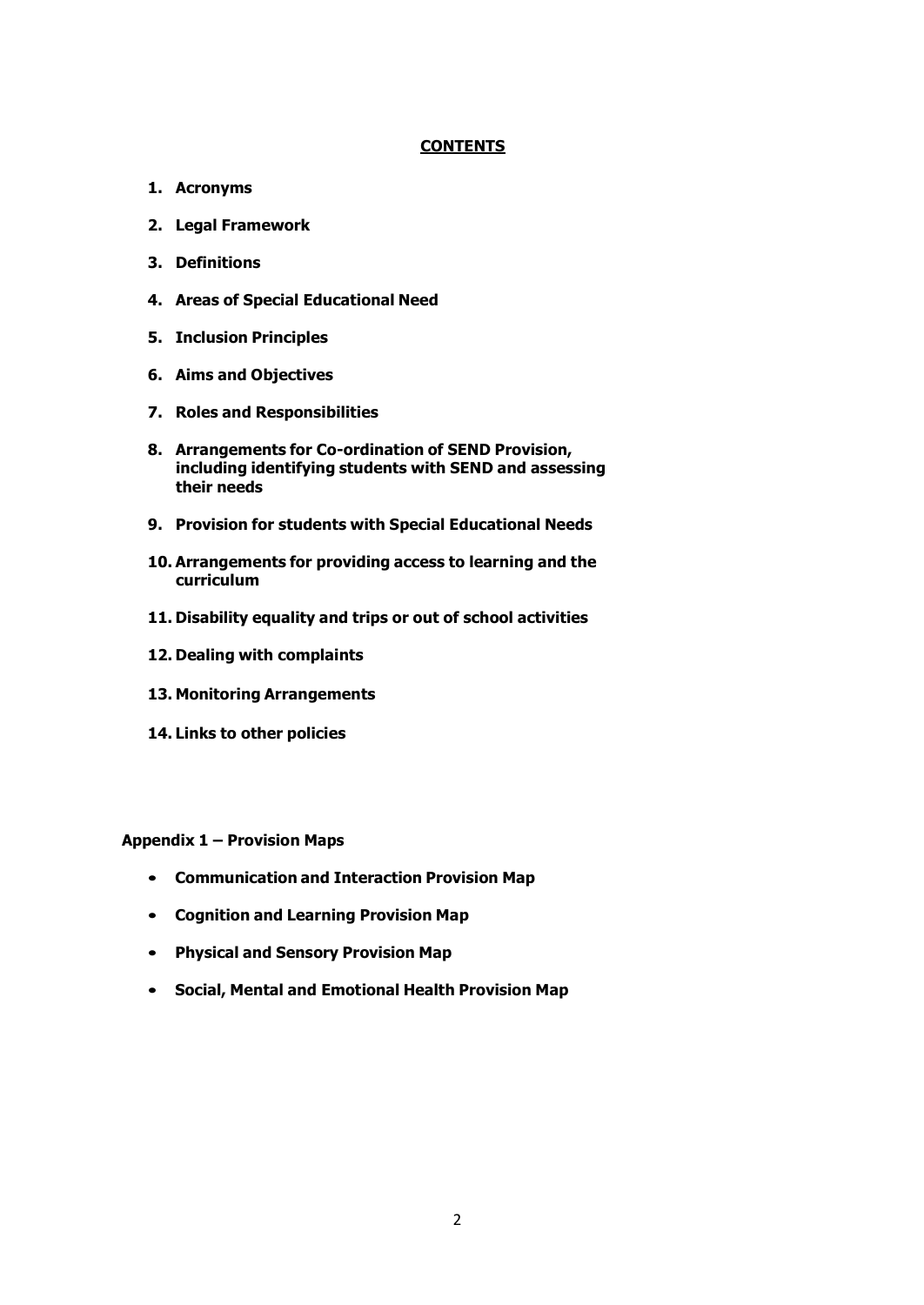## CONTENTS

1. **Acronyms**
2. **Legal Framework**
3. **Definitions**
4. **Areas of Special Educational Need**
5. **Inclusion Principles**
6. **Aims and Objectives**
7. **Roles and Responsibilities**
8. **Arrangements for Co-ordination of SEND Provision, including identifying students with SEND and assessing their needs**
9. **Provision for students with Special Educational Needs**
10. **Arrangements for providing access to learning and the curriculum**
11. **Disability equality and trips or out of school activities**
12. **Dealing with complaints**
13. **Monitoring Arrangements**
14. **Links to other policies**

**Appendix 1 – Provision Maps**

- **Communication and Interaction Provision Map**
- **Cognition and Learning Provision Map**
- **Physical and Sensory Provision Map**
- **Social, Mental and Emotional Health Provision Map**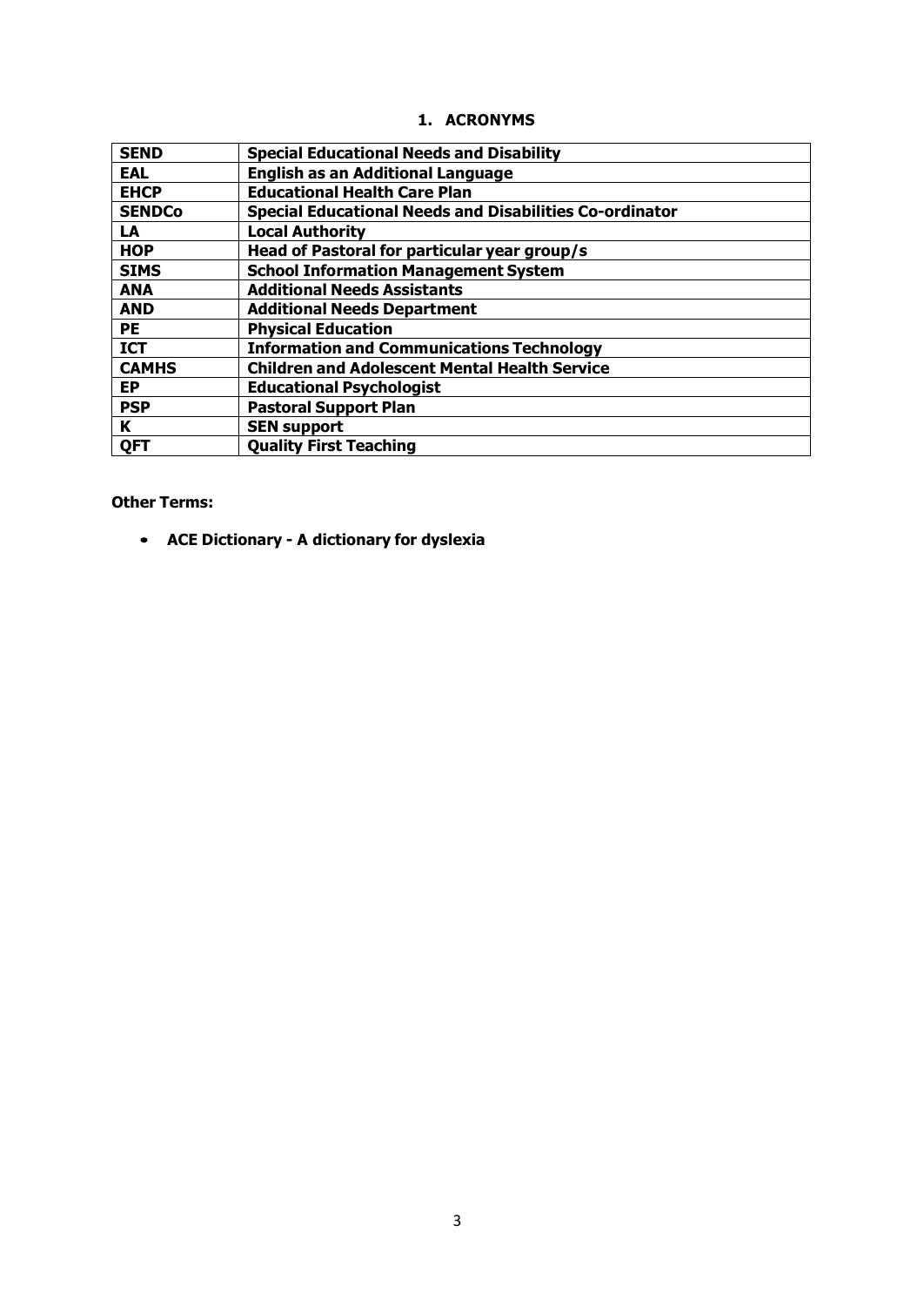## 1. ACRONYMS

| SEND | Special Educational Needs and Disability |
|---|---|
| EAL | English as an Additional Language |
| EHCP | Educational Health Care Plan |
| SENDCo | Special Educational Needs and Disabilities Co-ordinator |
| LA | Local Authority |
| HOP | Head of Pastoral for particular year group/s |
| SIMS | School Information Management System |
| ANA | Additional Needs Assistants |
| AND | Additional Needs Department |
| PE | Physical Education |
| ICT | Information and Communications Technology |
| CAMHS | Children and Adolescent Mental Health Service |
| EP | Educational Psychologist |
| PSP | Pastoral Support Plan |
| K | SEN support |
| QFT | Quality First Teaching |

**Other Terms:**

- **ACE Dictionary - A dictionary for dyslexia**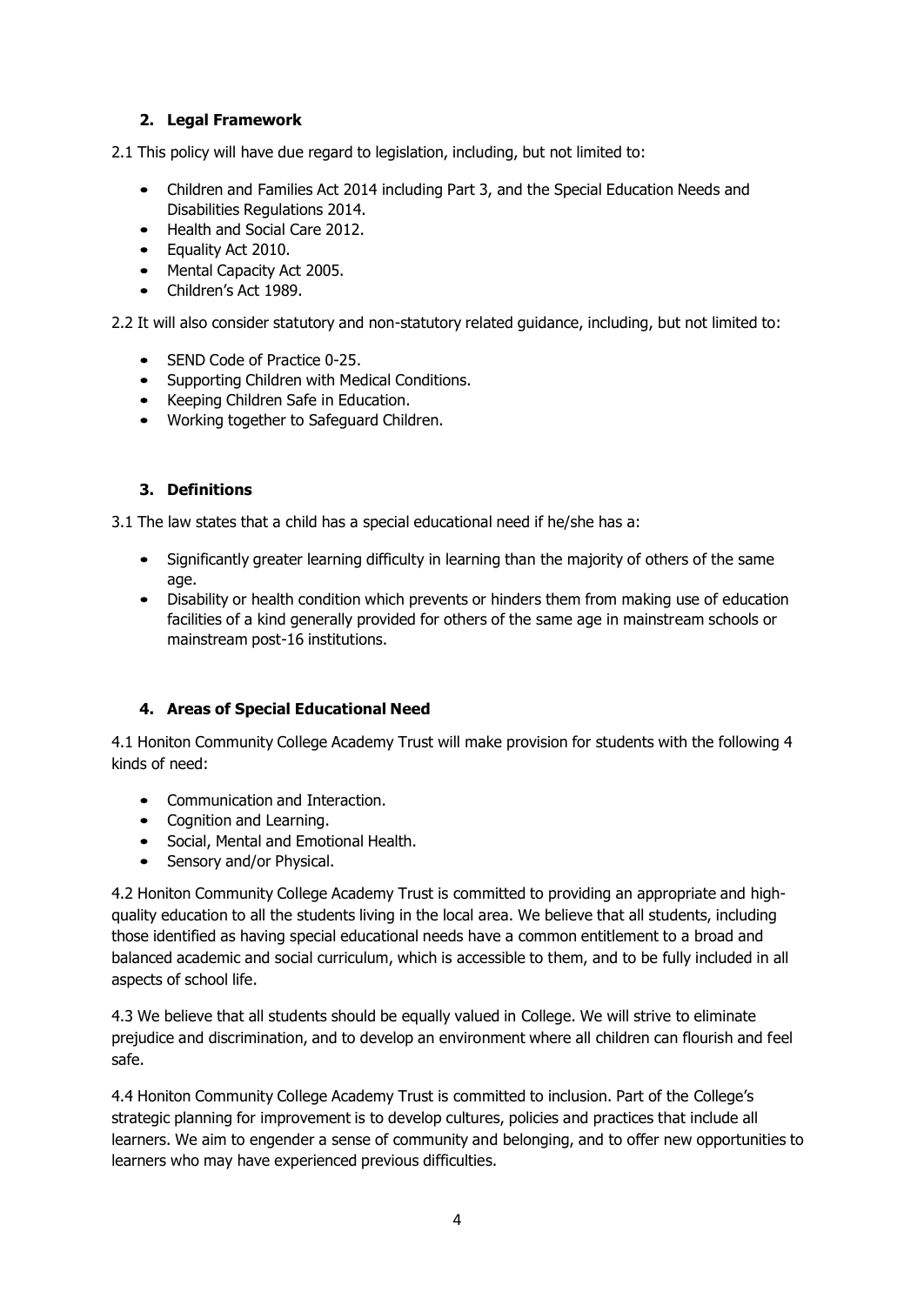## 2. Legal Framework

2.1 This policy will have due regard to legislation, including, but not limited to:

- Children and Families Act 2014 including Part 3, and the Special Education Needs and Disabilities Regulations 2014.
- Health and Social Care 2012.
- Equality Act 2010.
- Mental Capacity Act 2005.
- Children's Act 1989.

2.2 It will also consider statutory and non-statutory related guidance, including, but not limited to:

- SEND Code of Practice 0-25.
- Supporting Children with Medical Conditions.
- Keeping Children Safe in Education.
- Working together to Safeguard Children.

## 3. Definitions

3.1 The law states that a child has a special educational need if he/she has a:

- Significantly greater learning difficulty in learning than the majority of others of the same age.
- Disability or health condition which prevents or hinders them from making use of education facilities of a kind generally provided for others of the same age in mainstream schools or mainstream post-16 institutions.

## 4. Areas of Special Educational Need

4.1 Honiton Community College Academy Trust will make provision for students with the following 4 kinds of need:

- Communication and Interaction.
- Cognition and Learning.
- Social, Mental and Emotional Health.
- Sensory and/or Physical.

4.2 Honiton Community College Academy Trust is committed to providing an appropriate and high-quality education to all the students living in the local area. We believe that all students, including those identified as having special educational needs have a common entitlement to a broad and balanced academic and social curriculum, which is accessible to them, and to be fully included in all aspects of school life.

4.3 We believe that all students should be equally valued in College. We will strive to eliminate prejudice and discrimination, and to develop an environment where all children can flourish and feel safe.

4.4 Honiton Community College Academy Trust is committed to inclusion. Part of the College's strategic planning for improvement is to develop cultures, policies and practices that include all learners. We aim to engender a sense of community and belonging, and to offer new opportunities to learners who may have experienced previous difficulties.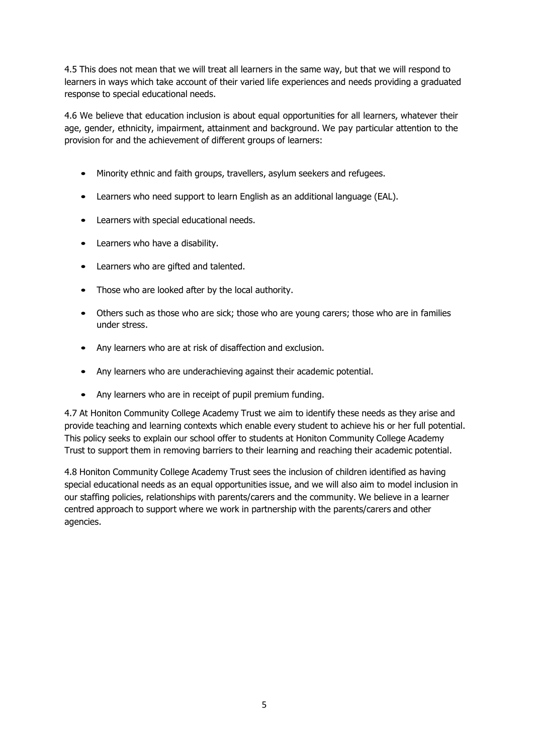4.5 This does not mean that we will treat all learners in the same way, but that we will respond to learners in ways which take account of their varied life experiences and needs providing a graduated response to special educational needs.

4.6 We believe that education inclusion is about equal opportunities for all learners, whatever their age, gender, ethnicity, impairment, attainment and background. We pay particular attention to the provision for and the achievement of different groups of learners:

- Minority ethnic and faith groups, travellers, asylum seekers and refugees.
- Learners who need support to learn English as an additional language (EAL).
- Learners with special educational needs.
- Learners who have a disability.
- Learners who are gifted and talented.
- Those who are looked after by the local authority.
- Others such as those who are sick; those who are young carers; those who are in families under stress.
- Any learners who are at risk of disaffection and exclusion.
- Any learners who are underachieving against their academic potential.
- Any learners who are in receipt of pupil premium funding.

4.7 At Honiton Community College Academy Trust we aim to identify these needs as they arise and provide teaching and learning contexts which enable every student to achieve his or her full potential. This policy seeks to explain our school offer to students at Honiton Community College Academy Trust to support them in removing barriers to their learning and reaching their academic potential.

4.8 Honiton Community College Academy Trust sees the inclusion of children identified as having special educational needs as an equal opportunities issue, and we will also aim to model inclusion in our staffing policies, relationships with parents/carers and the community. We believe in a learner centred approach to support where we work in partnership with the parents/carers and other agencies.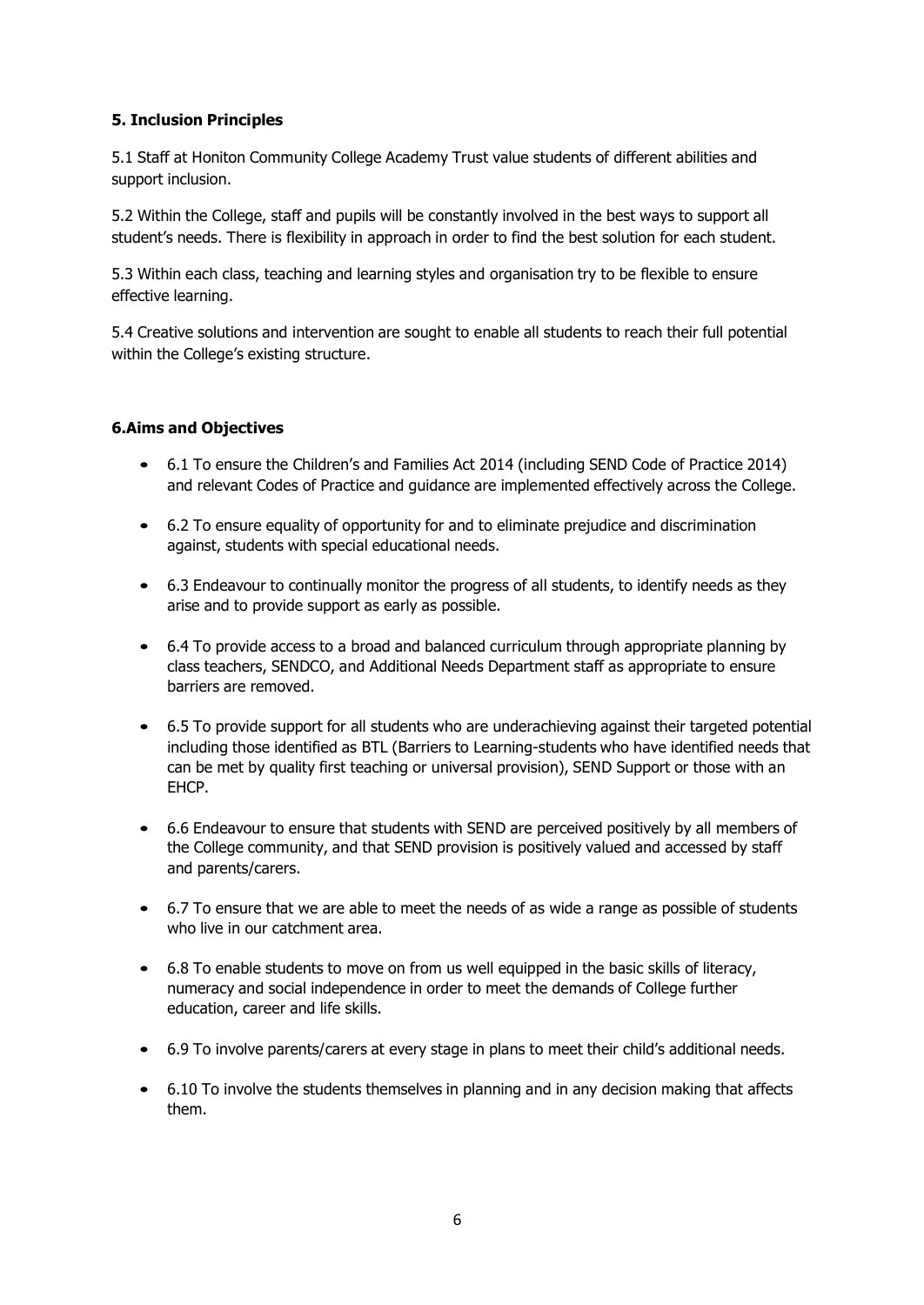**5. Inclusion Principles**

5.1 Staff at Honiton Community College Academy Trust value students of different abilities and support inclusion.

5.2 Within the College, staff and pupils will be constantly involved in the best ways to support all student's needs. There is flexibility in approach in order to find the best solution for each student.

5.3 Within each class, teaching and learning styles and organisation try to be flexible to ensure effective learning.

5.4 Creative solutions and intervention are sought to enable all students to reach their full potential within the College's existing structure.

**6.Aims and Objectives**

- 6.1 To ensure the Children's and Families Act 2014 (including SEND Code of Practice 2014) and relevant Codes of Practice and guidance are implemented effectively across the College.
- 6.2 To ensure equality of opportunity for and to eliminate prejudice and discrimination against, students with special educational needs.
- 6.3 Endeavour to continually monitor the progress of all students, to identify needs as they arise and to provide support as early as possible.
- 6.4 To provide access to a broad and balanced curriculum through appropriate planning by class teachers, SENDCO, and Additional Needs Department staff as appropriate to ensure barriers are removed.
- 6.5 To provide support for all students who are underachieving against their targeted potential including those identified as BTL (Barriers to Learning-students who have identified needs that can be met by quality first teaching or universal provision), SEND Support or those with an EHCP.
- 6.6 Endeavour to ensure that students with SEND are perceived positively by all members of the College community, and that SEND provision is positively valued and accessed by staff and parents/carers.
- 6.7 To ensure that we are able to meet the needs of as wide a range as possible of students who live in our catchment area.
- 6.8 To enable students to move on from us well equipped in the basic skills of literacy, numeracy and social independence in order to meet the demands of College further education, career and life skills.
- 6.9 To involve parents/carers at every stage in plans to meet their child's additional needs.
- 6.10 To involve the students themselves in planning and in any decision making that affects them.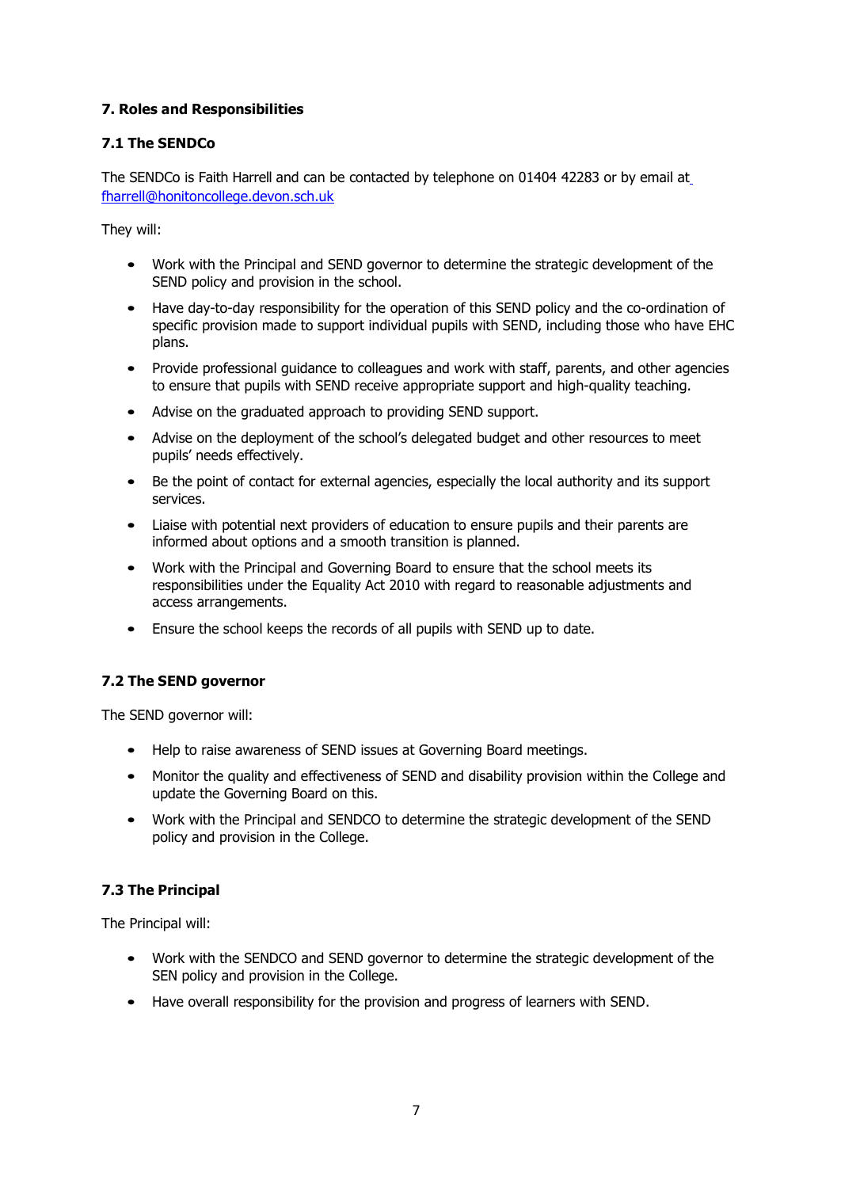## 7. Roles and Responsibilities

### 7.1 The SENDCo

The SENDCo is Faith Harrell and can be contacted by telephone on 01404 42283 or by email at fharrell@honitoncollege.devon.sch.uk

They will:

- Work with the Principal and SEND governor to determine the strategic development of the SEND policy and provision in the school.
- Have day-to-day responsibility for the operation of this SEND policy and the co-ordination of specific provision made to support individual pupils with SEND, including those who have EHC plans.
- Provide professional guidance to colleagues and work with staff, parents, and other agencies to ensure that pupils with SEND receive appropriate support and high-quality teaching.
- Advise on the graduated approach to providing SEND support.
- Advise on the deployment of the school's delegated budget and other resources to meet pupils' needs effectively.
- Be the point of contact for external agencies, especially the local authority and its support services.
- Liaise with potential next providers of education to ensure pupils and their parents are informed about options and a smooth transition is planned.
- Work with the Principal and Governing Board to ensure that the school meets its responsibilities under the Equality Act 2010 with regard to reasonable adjustments and access arrangements.
- Ensure the school keeps the records of all pupils with SEND up to date.

### 7.2 The SEND governor

The SEND governor will:

- Help to raise awareness of SEND issues at Governing Board meetings.
- Monitor the quality and effectiveness of SEND and disability provision within the College and update the Governing Board on this.
- Work with the Principal and SENDCO to determine the strategic development of the SEND policy and provision in the College.

### 7.3 The Principal

The Principal will:

- Work with the SENDCO and SEND governor to determine the strategic development of the SEN policy and provision in the College.
- Have overall responsibility for the provision and progress of learners with SEND.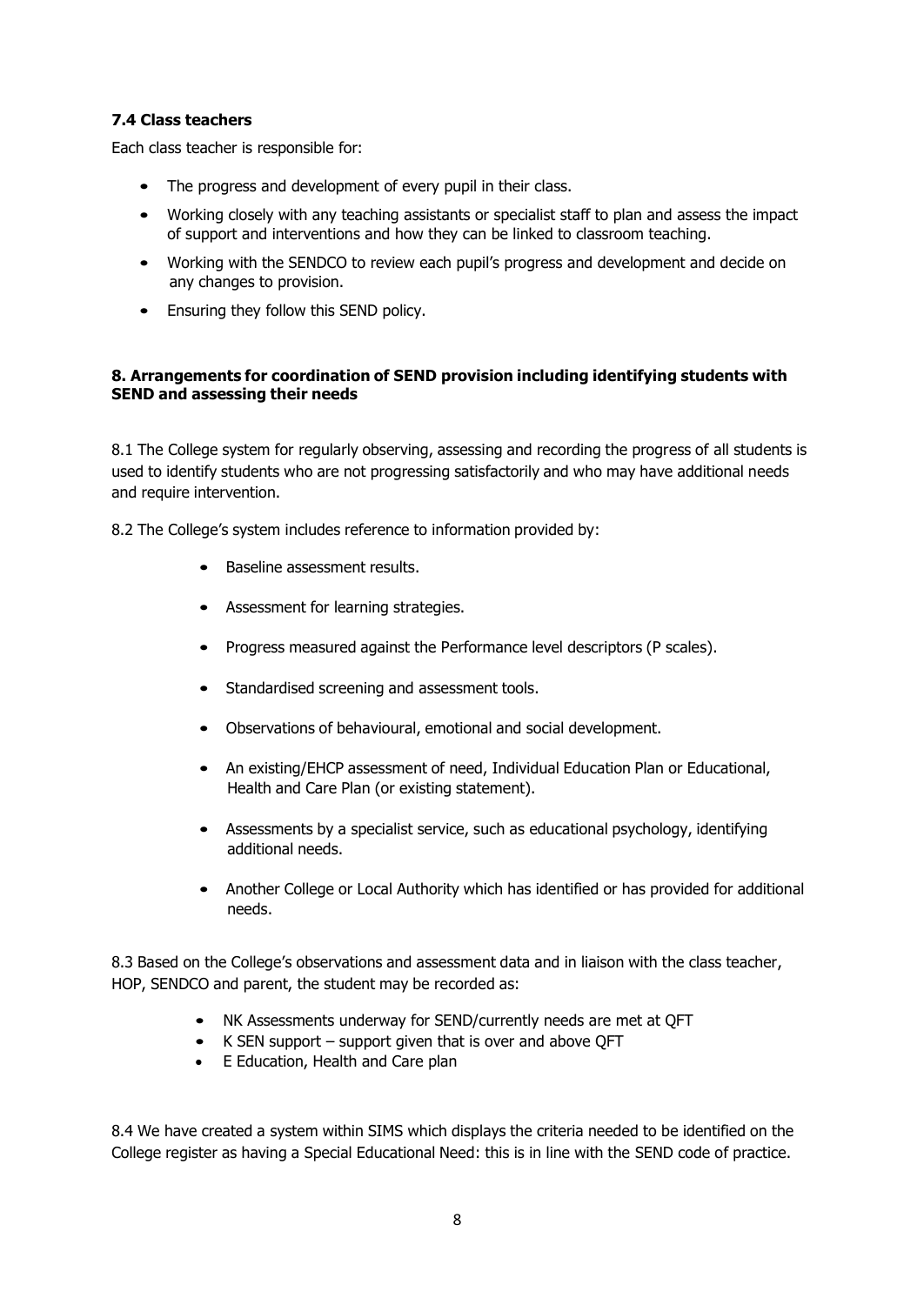**7.4 Class teachers**

Each class teacher is responsible for:

- The progress and development of every pupil in their class.
- Working closely with any teaching assistants or specialist staff to plan and assess the impact of support and interventions and how they can be linked to classroom teaching.
- Working with the SENDCO to review each pupil's progress and development and decide on any changes to provision.
- Ensuring they follow this SEND policy.

**8. Arrangements for coordination of SEND provision including identifying students with SEND and assessing their needs**

8.1 The College system for regularly observing, assessing and recording the progress of all students is used to identify students who are not progressing satisfactorily and who may have additional needs and require intervention.

8.2 The College's system includes reference to information provided by:

- Baseline assessment results.
- Assessment for learning strategies.
- Progress measured against the Performance level descriptors (P scales).
- Standardised screening and assessment tools.
- Observations of behavioural, emotional and social development.
- An existing/EHCP assessment of need, Individual Education Plan or Educational, Health and Care Plan (or existing statement).
- Assessments by a specialist service, such as educational psychology, identifying additional needs.
- Another College or Local Authority which has identified or has provided for additional needs.

8.3 Based on the College's observations and assessment data and in liaison with the class teacher, HOP, SENDCO and parent, the student may be recorded as:

- NK Assessments underway for SEND/currently needs are met at QFT
- K SEN support – support given that is over and above QFT
- E Education, Health and Care plan

8.4 We have created a system within SIMS which displays the criteria needed to be identified on the College register as having a Special Educational Need: this is in line with the SEND code of practice.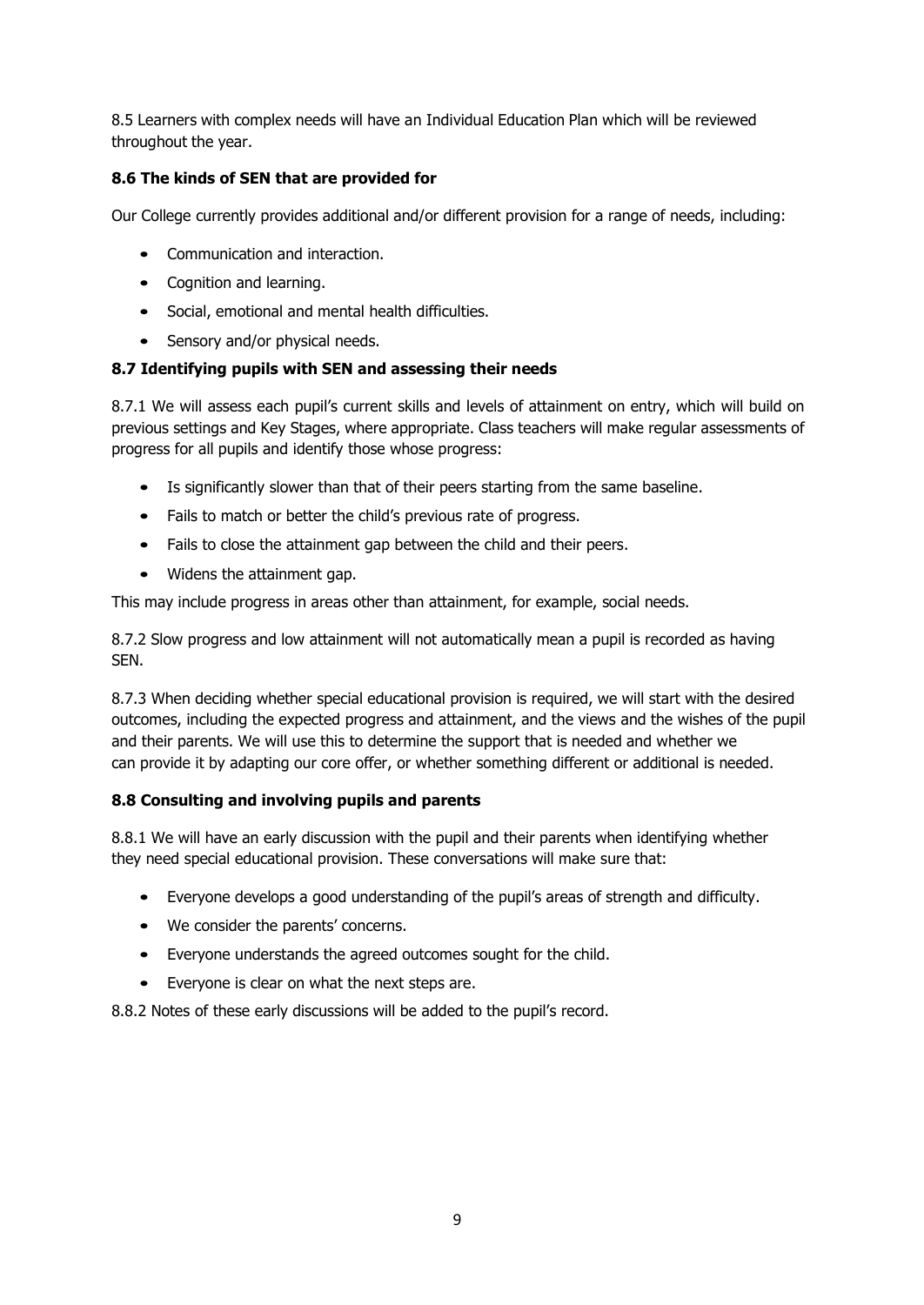8.5 Learners with complex needs will have an Individual Education Plan which will be reviewed throughout the year.

### 8.6 The kinds of SEN that are provided for

Our College currently provides additional and/or different provision for a range of needs, including:

- Communication and interaction.
- Cognition and learning.
- Social, emotional and mental health difficulties.
- Sensory and/or physical needs.

### 8.7 Identifying pupils with SEN and assessing their needs

8.7.1 We will assess each pupil's current skills and levels of attainment on entry, which will build on previous settings and Key Stages, where appropriate. Class teachers will make regular assessments of progress for all pupils and identify those whose progress:

- Is significantly slower than that of their peers starting from the same baseline.
- Fails to match or better the child's previous rate of progress.
- Fails to close the attainment gap between the child and their peers.
- Widens the attainment gap.

This may include progress in areas other than attainment, for example, social needs.

8.7.2 Slow progress and low attainment will not automatically mean a pupil is recorded as having SEN.

8.7.3 When deciding whether special educational provision is required, we will start with the desired outcomes, including the expected progress and attainment, and the views and the wishes of the pupil and their parents. We will use this to determine the support that is needed and whether we can provide it by adapting our core offer, or whether something different or additional is needed.

### 8.8 Consulting and involving pupils and parents

8.8.1 We will have an early discussion with the pupil and their parents when identifying whether they need special educational provision. These conversations will make sure that:

- Everyone develops a good understanding of the pupil's areas of strength and difficulty.
- We consider the parents' concerns.
- Everyone understands the agreed outcomes sought for the child.
- Everyone is clear on what the next steps are.

8.8.2 Notes of these early discussions will be added to the pupil's record.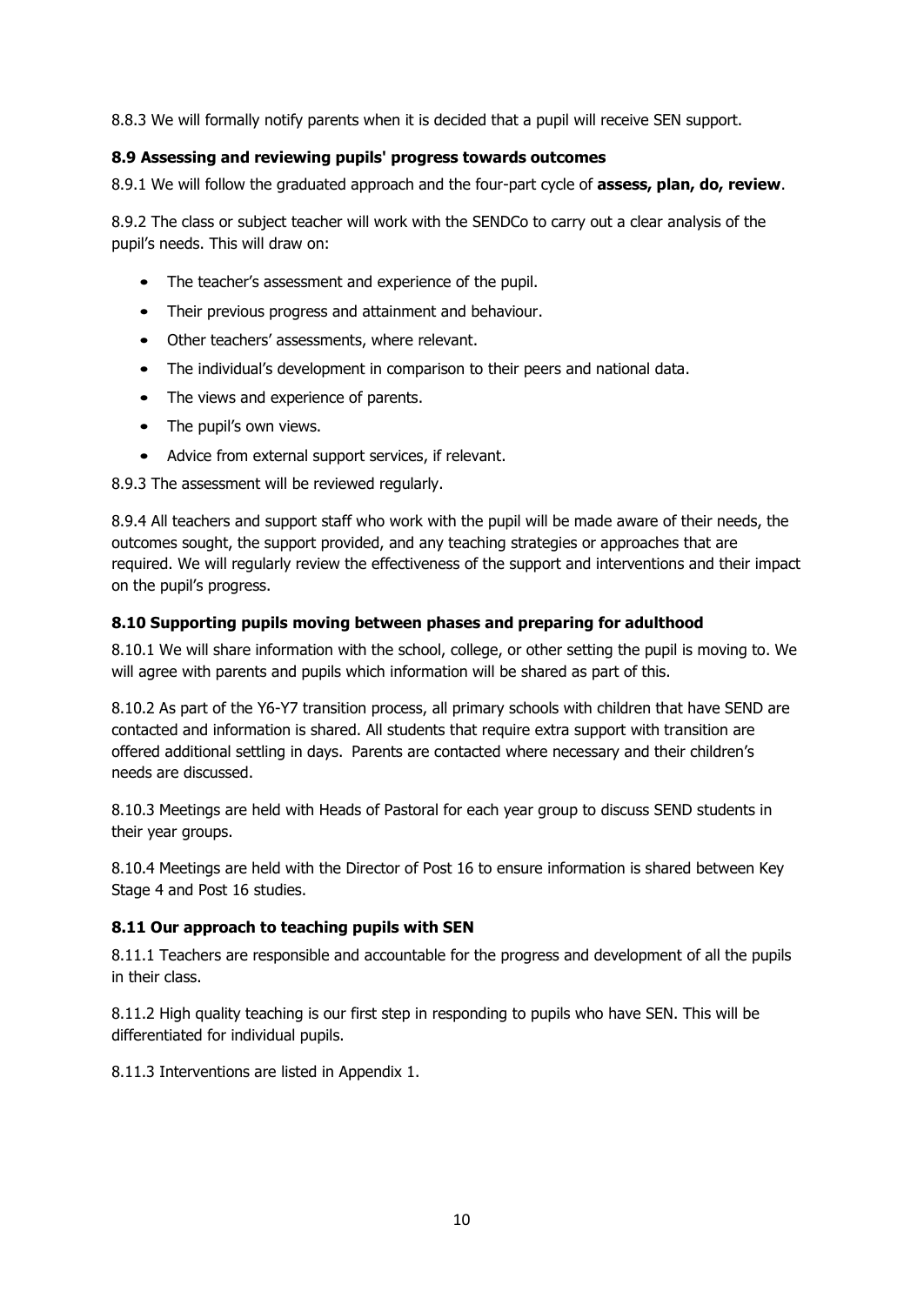8.8.3 We will formally notify parents when it is decided that a pupil will receive SEN support.

### 8.9 Assessing and reviewing pupils' progress towards outcomes

8.9.1 We will follow the graduated approach and the four-part cycle of **assess, plan, do, review**.

8.9.2 The class or subject teacher will work with the SENDCo to carry out a clear analysis of the pupil's needs. This will draw on:

- The teacher's assessment and experience of the pupil.
- Their previous progress and attainment and behaviour.
- Other teachers' assessments, where relevant.
- The individual's development in comparison to their peers and national data.
- The views and experience of parents.
- The pupil's own views.
- Advice from external support services, if relevant.

8.9.3 The assessment will be reviewed regularly.

8.9.4 All teachers and support staff who work with the pupil will be made aware of their needs, the outcomes sought, the support provided, and any teaching strategies or approaches that are required. We will regularly review the effectiveness of the support and interventions and their impact on the pupil's progress.

### 8.10 Supporting pupils moving between phases and preparing for adulthood

8.10.1 We will share information with the school, college, or other setting the pupil is moving to. We will agree with parents and pupils which information will be shared as part of this.

8.10.2 As part of the Y6-Y7 transition process, all primary schools with children that have SEND are contacted and information is shared. All students that require extra support with transition are offered additional settling in days. Parents are contacted where necessary and their children's needs are discussed.

8.10.3 Meetings are held with Heads of Pastoral for each year group to discuss SEND students in their year groups.

8.10.4 Meetings are held with the Director of Post 16 to ensure information is shared between Key Stage 4 and Post 16 studies.

### 8.11 Our approach to teaching pupils with SEN

8.11.1 Teachers are responsible and accountable for the progress and development of all the pupils in their class.

8.11.2 High quality teaching is our first step in responding to pupils who have SEN. This will be differentiated for individual pupils.

8.11.3 Interventions are listed in Appendix 1.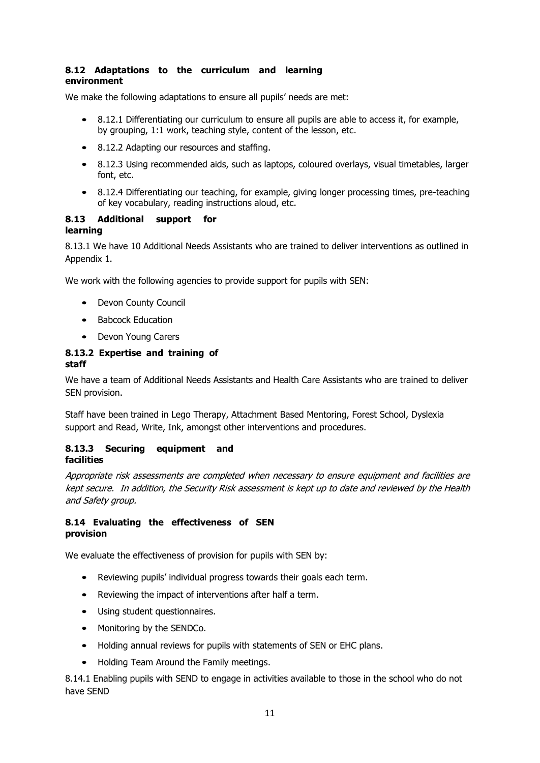### 8.12 Adaptations to the curriculum and learning environment

We make the following adaptations to ensure all pupils' needs are met:

- 8.12.1 Differentiating our curriculum to ensure all pupils are able to access it, for example, by grouping, 1:1 work, teaching style, content of the lesson, etc.
- 8.12.2 Adapting our resources and staffing.
- 8.12.3 Using recommended aids, such as laptops, coloured overlays, visual timetables, larger font, etc.
- 8.12.4 Differentiating our teaching, for example, giving longer processing times, pre-teaching of key vocabulary, reading instructions aloud, etc.

### 8.13 Additional support for learning

8.13.1 We have 10 Additional Needs Assistants who are trained to deliver interventions as outlined in Appendix 1.

We work with the following agencies to provide support for pupils with SEN:

- Devon County Council
- Babcock Education
- Devon Young Carers

### 8.13.2 Expertise and training of staff

We have a team of Additional Needs Assistants and Health Care Assistants who are trained to deliver SEN provision.

Staff have been trained in Lego Therapy, Attachment Based Mentoring, Forest School, Dyslexia support and Read, Write, Ink, amongst other interventions and procedures.

### 8.13.3 Securing equipment and facilities

*Appropriate risk assessments are completed when necessary to ensure equipment and facilities are kept secure. In addition, the Security Risk assessment is kept up to date and reviewed by the Health and Safety group.*

### 8.14 Evaluating the effectiveness of SEN provision

We evaluate the effectiveness of provision for pupils with SEN by:

- Reviewing pupils' individual progress towards their goals each term.
- Reviewing the impact of interventions after half a term.
- Using student questionnaires.
- Monitoring by the SENDCo.
- Holding annual reviews for pupils with statements of SEN or EHC plans.
- Holding Team Around the Family meetings.

8.14.1 Enabling pupils with SEND to engage in activities available to those in the school who do not have SEND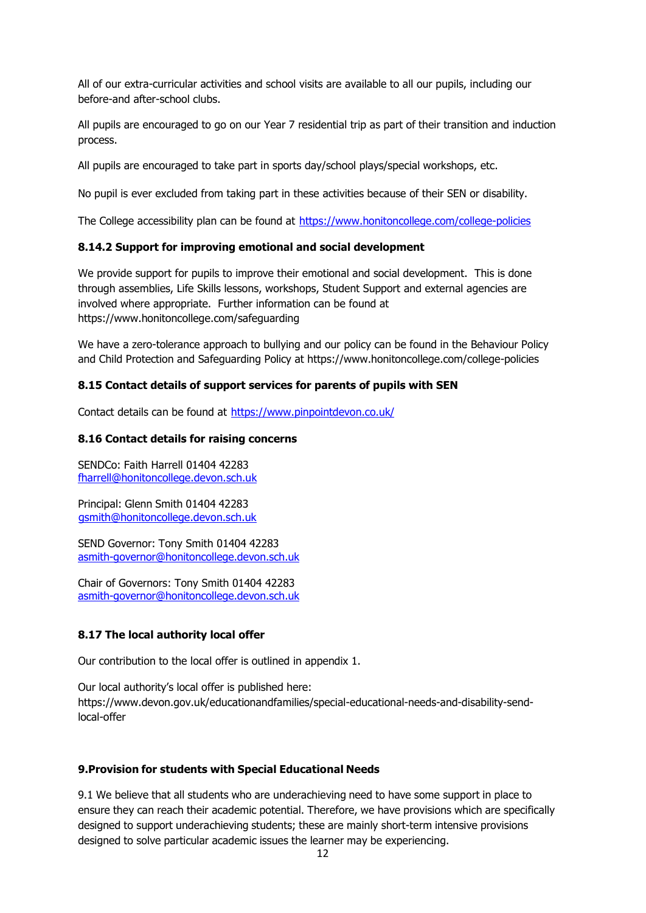All of our extra-curricular activities and school visits are available to all our pupils, including our before-and after-school clubs.

All pupils are encouraged to go on our Year 7 residential trip as part of their transition and induction process.

All pupils are encouraged to take part in sports day/school plays/special workshops, etc.

No pupil is ever excluded from taking part in these activities because of their SEN or disability.

The College accessibility plan can be found at https://www.honitoncollege.com/college-policies

### 8.14.2 Support for improving emotional and social development

We provide support for pupils to improve their emotional and social development. This is done through assemblies, Life Skills lessons, workshops, Student Support and external agencies are involved where appropriate. Further information can be found at https://www.honitoncollege.com/safeguarding

We have a zero-tolerance approach to bullying and our policy can be found in the Behaviour Policy and Child Protection and Safeguarding Policy at https://www.honitoncollege.com/college-policies

### 8.15 Contact details of support services for parents of pupils with SEN

Contact details can be found at https://www.pinpointdevon.co.uk/

### 8.16 Contact details for raising concerns

SENDCo: Faith Harrell 01404 42283
fharrell@honitoncollege.devon.sch.uk

Principal: Glenn Smith 01404 42283
gsmith@honitoncollege.devon.sch.uk

SEND Governor: Tony Smith 01404 42283
asmith-governor@honitoncollege.devon.sch.uk

Chair of Governors: Tony Smith 01404 42283
asmith-governor@honitoncollege.devon.sch.uk

### 8.17 The local authority local offer

Our contribution to the local offer is outlined in appendix 1.

Our local authority's local offer is published here:
https://www.devon.gov.uk/educationandfamilies/special-educational-needs-and-disability-send-local-offer

## 9.Provision for students with Special Educational Needs

9.1 We believe that all students who are underachieving need to have some support in place to ensure they can reach their academic potential. Therefore, we have provisions which are specifically designed to support underachieving students; these are mainly short-term intensive provisions designed to solve particular academic issues the learner may be experiencing.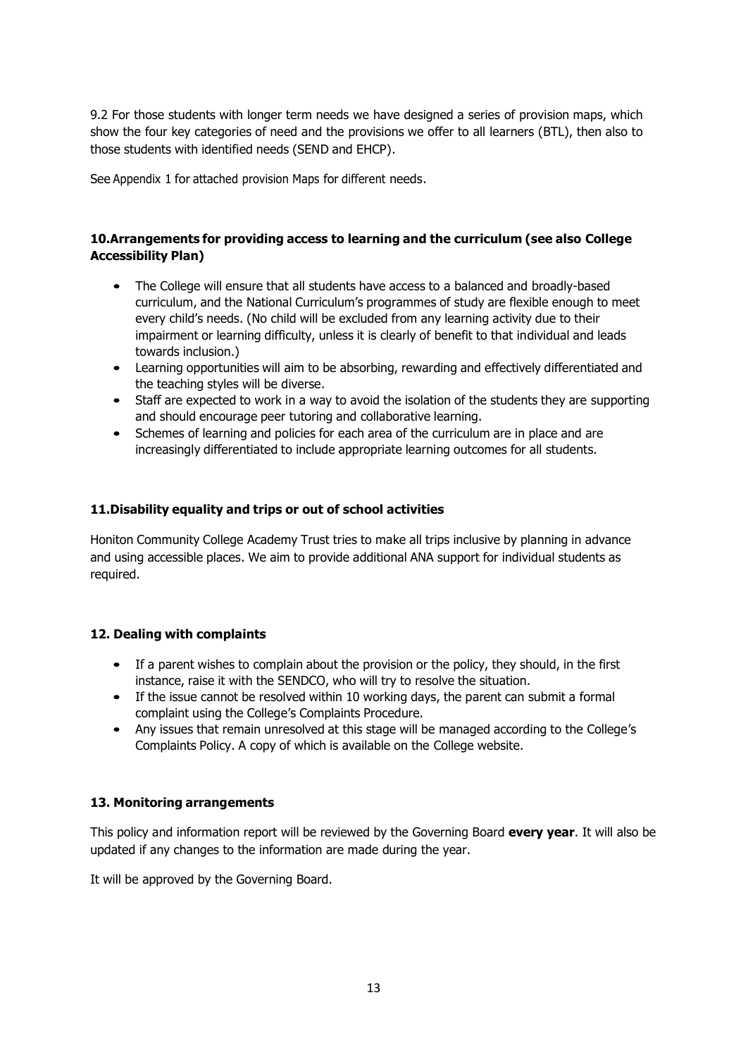9.2 For those students with longer term needs we have designed a series of provision maps, which show the four key categories of need and the provisions we offer to all learners (BTL), then also to those students with identified needs (SEND and EHCP).

See Appendix 1 for attached provision Maps for different needs.

## 10. Arrangements for providing access to learning and the curriculum (see also College Accessibility Plan)

- The College will ensure that all students have access to a balanced and broadly-based curriculum, and the National Curriculum's programmes of study are flexible enough to meet every child's needs. (No child will be excluded from any learning activity due to their impairment or learning difficulty, unless it is clearly of benefit to that individual and leads towards inclusion.)
- Learning opportunities will aim to be absorbing, rewarding and effectively differentiated and the teaching styles will be diverse.
- Staff are expected to work in a way to avoid the isolation of the students they are supporting and should encourage peer tutoring and collaborative learning.
- Schemes of learning and policies for each area of the curriculum are in place and are increasingly differentiated to include appropriate learning outcomes for all students.

## 11. Disability equality and trips or out of school activities

Honiton Community College Academy Trust tries to make all trips inclusive by planning in advance and using accessible places. We aim to provide additional ANA support for individual students as required.

## 12. Dealing with complaints

- If a parent wishes to complain about the provision or the policy, they should, in the first instance, raise it with the SENDCO, who will try to resolve the situation.
- If the issue cannot be resolved within 10 working days, the parent can submit a formal complaint using the College's Complaints Procedure.
- Any issues that remain unresolved at this stage will be managed according to the College's Complaints Policy. A copy of which is available on the College website.

## 13. Monitoring arrangements

This policy and information report will be reviewed by the Governing Board **every year**. It will also be updated if any changes to the information are made during the year.

It will be approved by the Governing Board.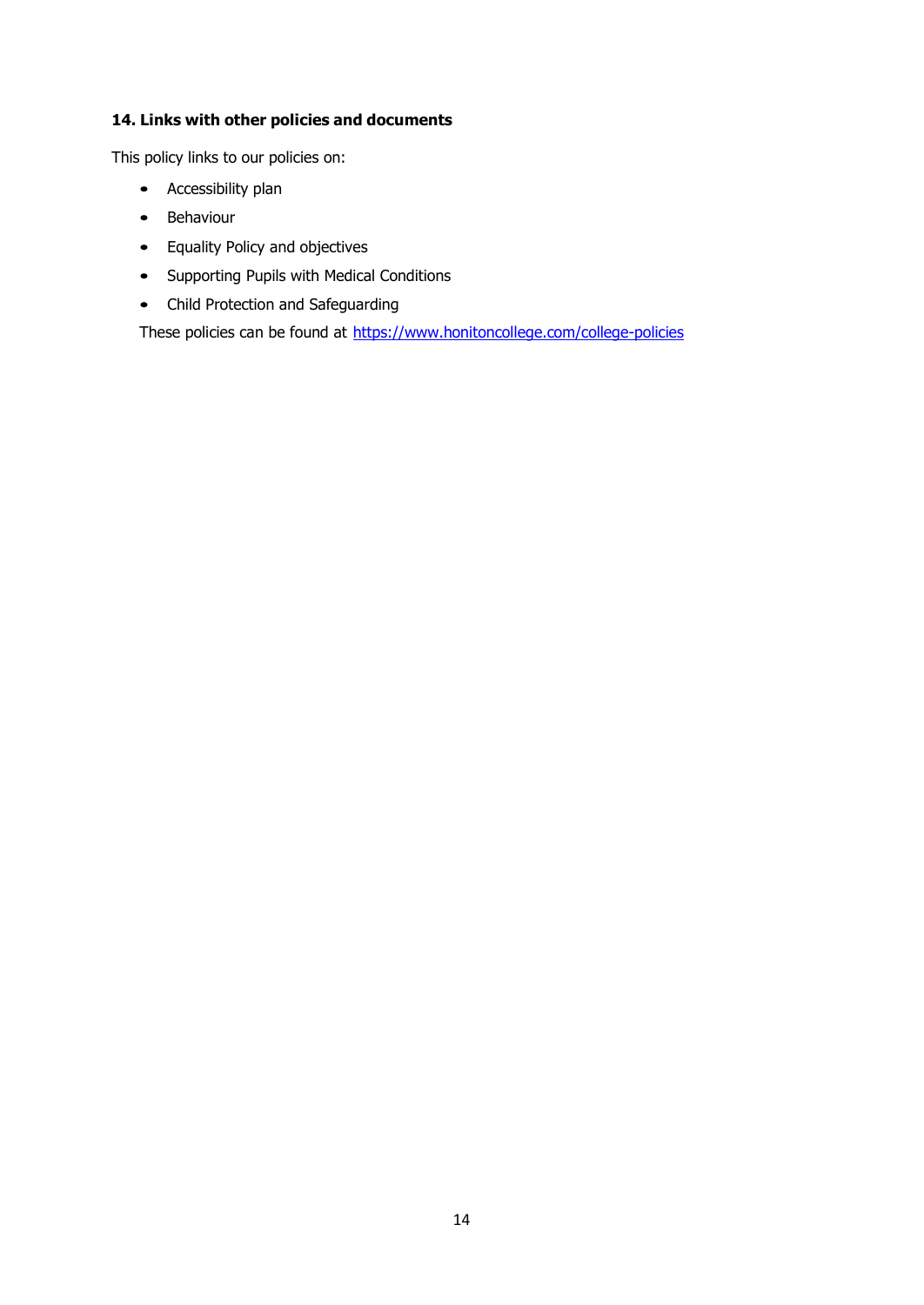### 14. Links with other policies and documents

This policy links to our policies on:

- Accessibility plan
- Behaviour
- Equality Policy and objectives
- Supporting Pupils with Medical Conditions
- Child Protection and Safeguarding

These policies can be found at [https://www.honitoncollege.com/college-policies](https://www.honitoncollege.com/college-policies)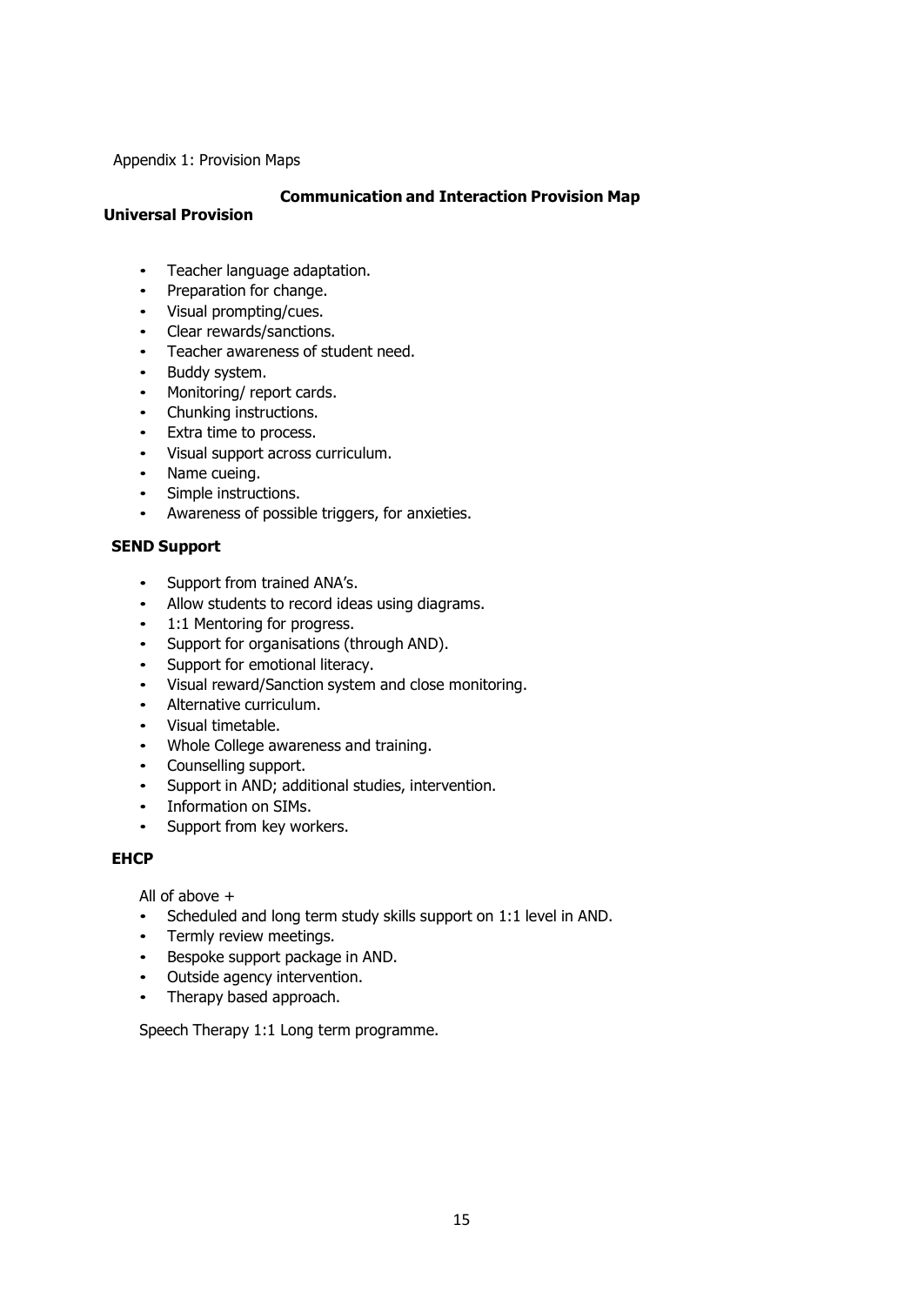Appendix 1: Provision Maps

## Communication and Interaction Provision Map

### Universal Provision

- Teacher language adaptation.
- Preparation for change.
- Visual prompting/cues.
- Clear rewards/sanctions.
- Teacher awareness of student need.
- Buddy system.
- Monitoring/ report cards.
- Chunking instructions.
- Extra time to process.
- Visual support across curriculum.
- Name cueing.
- Simple instructions.
- Awareness of possible triggers, for anxieties.

### SEND Support

- Support from trained ANA's.
- Allow students to record ideas using diagrams.
- 1:1 Mentoring for progress.
- Support for organisations (through AND).
- Support for emotional literacy.
- Visual reward/Sanction system and close monitoring.
- Alternative curriculum.
- Visual timetable.
- Whole College awareness and training.
- Counselling support.
- Support in AND; additional studies, intervention.
- Information on SIMs.
- Support from key workers.

### EHCP

All of above +

- Scheduled and long term study skills support on 1:1 level in AND.
- Termly review meetings.
- Bespoke support package in AND.
- Outside agency intervention.
- Therapy based approach.

Speech Therapy 1:1 Long term programme.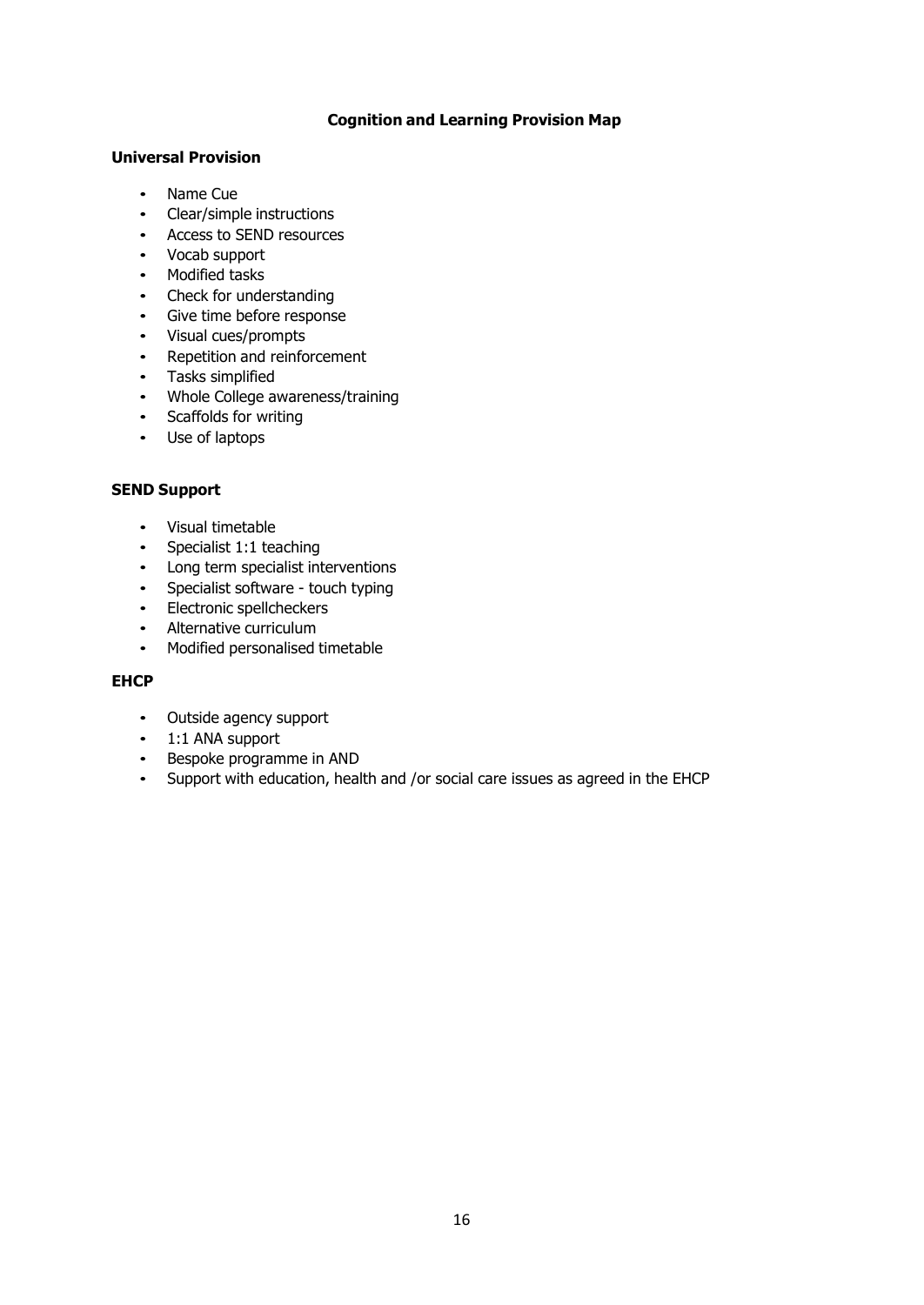## Cognition and Learning Provision Map

### Universal Provision

- Name Cue
- Clear/simple instructions
- Access to SEND resources
- Vocab support
- Modified tasks
- Check for understanding
- Give time before response
- Visual cues/prompts
- Repetition and reinforcement
- Tasks simplified
- Whole College awareness/training
- Scaffolds for writing
- Use of laptops

### SEND Support

- Visual timetable
- Specialist 1:1 teaching
- Long term specialist interventions
- Specialist software - touch typing
- Electronic spellcheckers
- Alternative curriculum
- Modified personalised timetable

### EHCP

- Outside agency support
- 1:1 ANA support
- Bespoke programme in AND
- Support with education, health and /or social care issues as agreed in the EHCP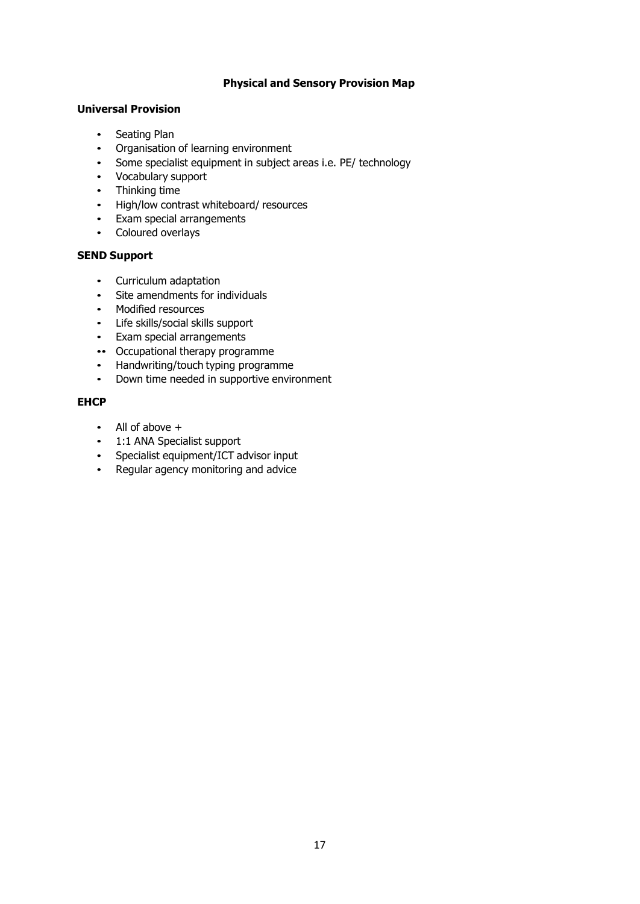# Physical and Sensory Provision Map

## Universal Provision

- Seating Plan
- Organisation of learning environment
- Some specialist equipment in subject areas i.e. PE/ technology
- Vocabulary support
- Thinking time
- High/low contrast whiteboard/ resources
- Exam special arrangements
- Coloured overlays

## SEND Support

- Curriculum adaptation
- Site amendments for individuals
- Modified resources
- Life skills/social skills support
- Exam special arrangements
- Occupational therapy programme
- Handwriting/touch typing programme
- Down time needed in supportive environment

## EHCP

- All of above +
- 1:1 ANA Specialist support
- Specialist equipment/ICT advisor input
- Regular agency monitoring and advice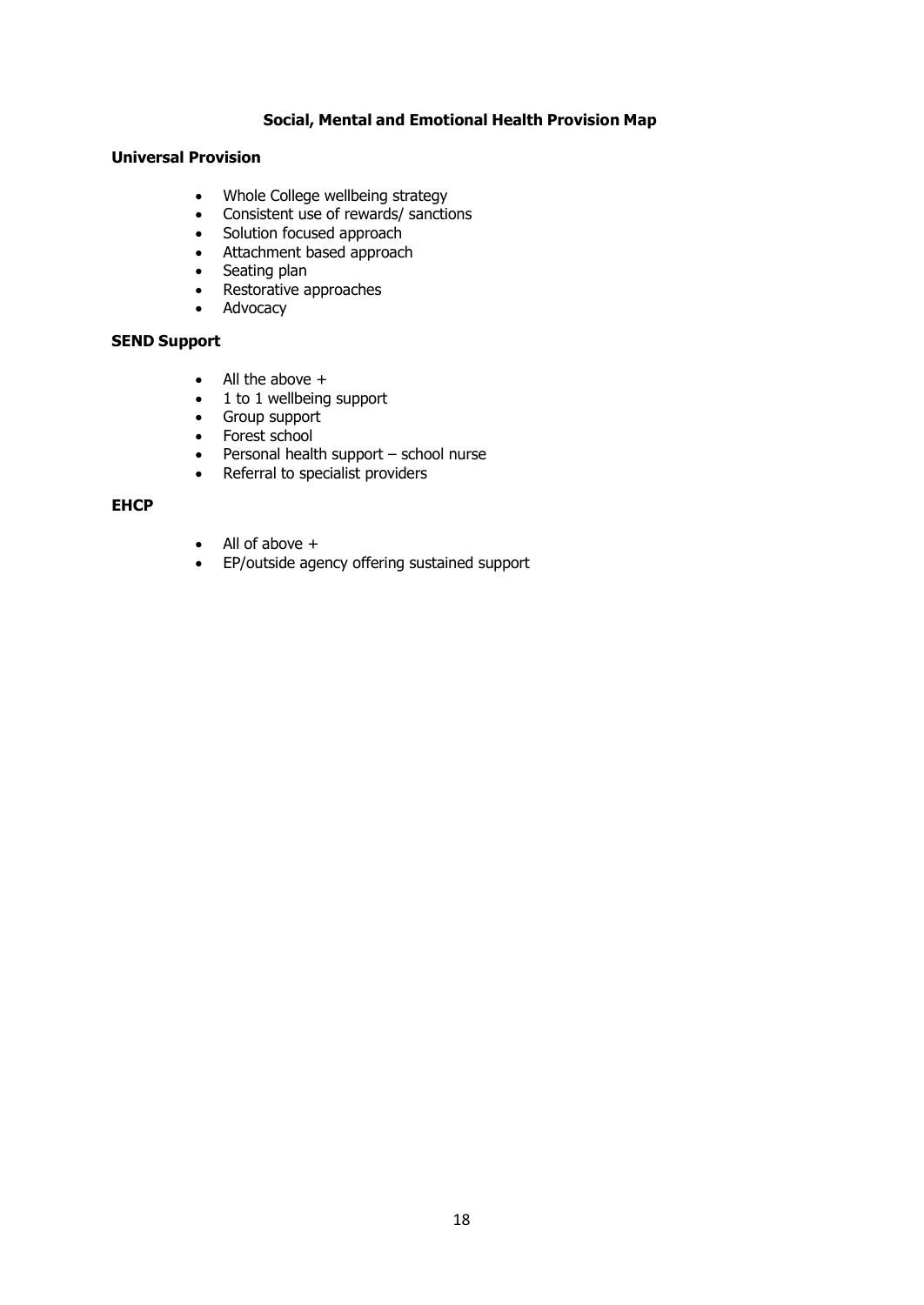## Social, Mental and Emotional Health Provision Map

### Universal Provision

- Whole College wellbeing strategy
- Consistent use of rewards/ sanctions
- Solution focused approach
- Attachment based approach
- Seating plan
- Restorative approaches
- Advocacy

### SEND Support

- All the above +
- 1 to 1 wellbeing support
- Group support
- Forest school
- Personal health support – school nurse
- Referral to specialist providers

### EHCP

- All of above +
- EP/outside agency offering sustained support